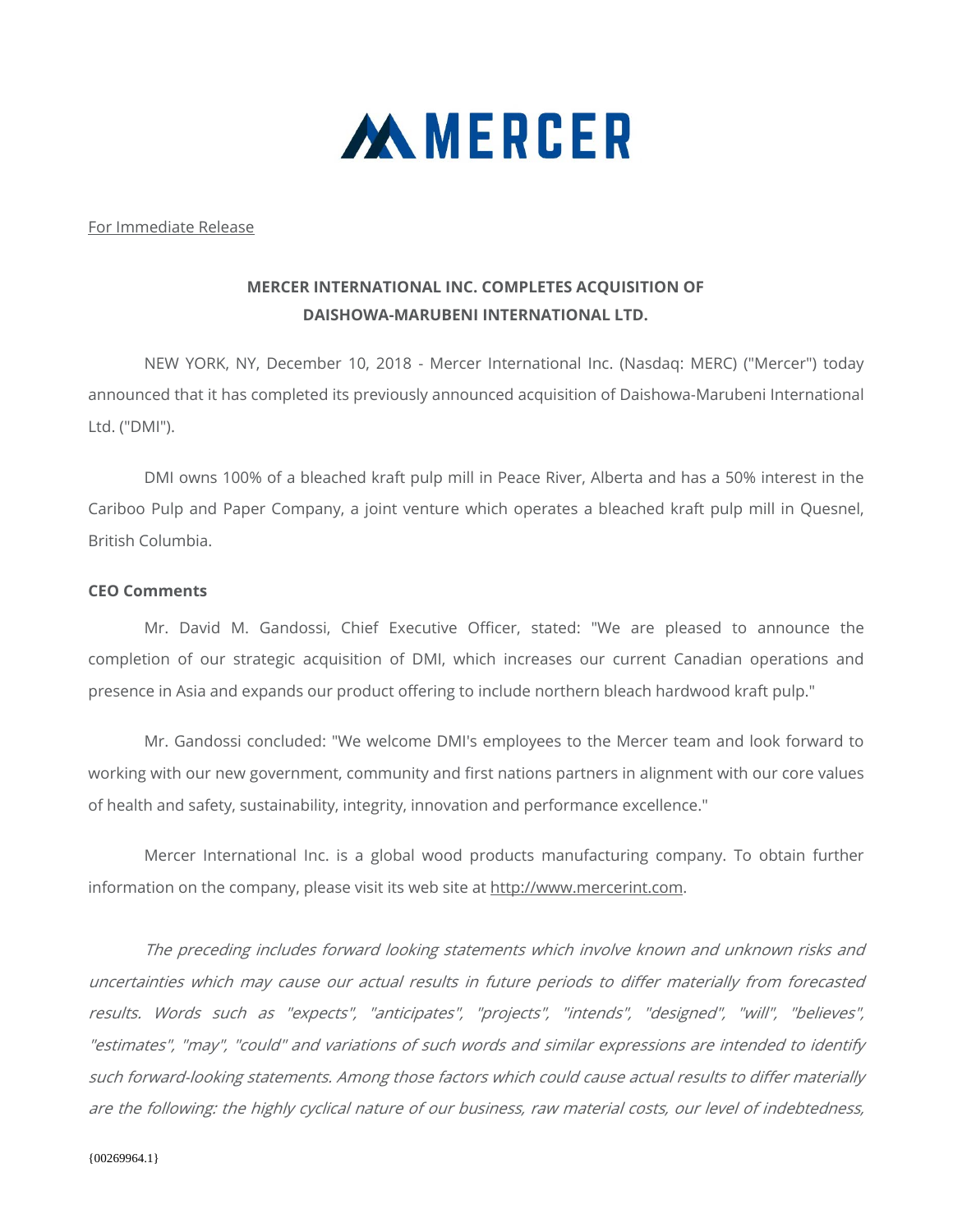MERCER

For Immediate Release

## MERCER INTERNATIONAL INC. COMPLETES ACQUISITION OF DAISHOWA-MARUBENI INTERNATIONAL LTD.

NEW YORK, NY, December 10, 2018 - Mercer International Inc. (Nasdaq: MERC) ("Mercer") today announced that it has completed its previously announced acquisition of Daishowa-Marubeni International Ltd. ("DMI").

DMI owns 100% of a bleached kraft pulp mill in Peace River, Alberta and has a 50% interest in the Cariboo Pulp and Paper Company, a joint venture which operates a bleached kraft pulp mill in Quesnel, British Columbia.

**CEO Comments**

Mr. David M. Gandossi, Chief Executive Officer, stated: "We are pleased to announce the completion of our strategic acquisition of DMI, which increases our current Canadian operations and presence in Asia and expands our product offering to include northern bleach hardwood kraft pulp."

Mr. Gandossi concluded: "We welcome DMI's employees to the Mercer team and look forward to working with our new government, community and first nations partners in alignment with our core values of health and safety, sustainability, integrity, innovation and performance excellence."

Mercer International Inc. is a global wood products manufacturing company. To obtain further information on the company, please visit its web site at http://www.mercerint.com.

*The preceding includes forward looking statements which involve known and unknown risks and uncertainties which may cause our actual results in future periods to differ materially from forecasted results. Words such as "expects", "anticipates", "projects", "intends", "designed", "will", "believes", "estimates", "may", "could" and variations of such words and similar expressions are intended to identify such forward-looking statements. Among those factors which could cause actual results to differ materially are the following: the highly cyclical nature of our business, raw material costs, our level of indebtedness,*

{00269964.1}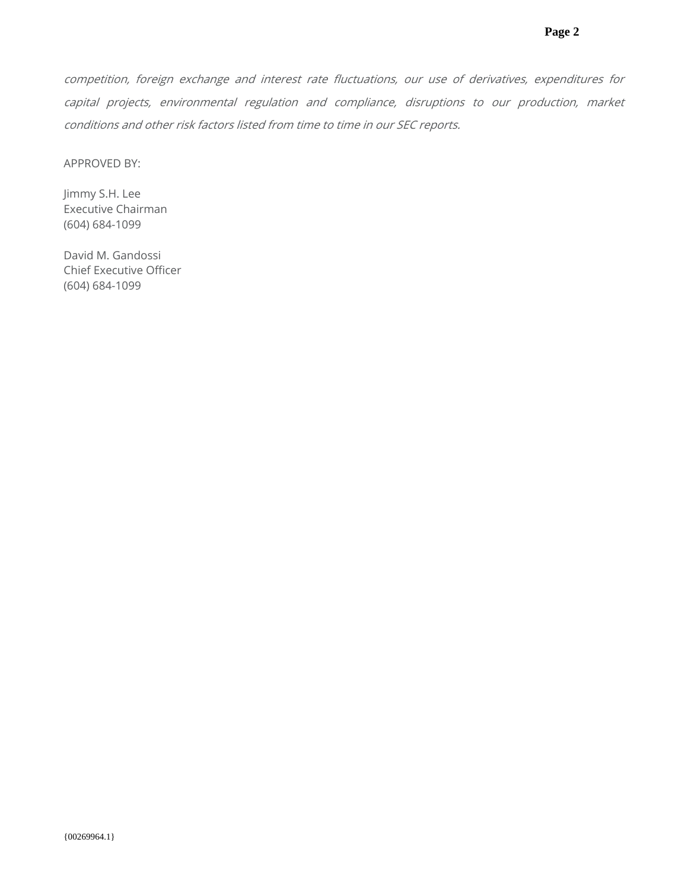*competition, foreign exchange and interest rate fluctuations, our use of derivatives, expenditures for capital projects, environmental regulation and compliance, disruptions to our production, market conditions and other risk factors listed from time to time in our SEC reports.*

APPROVED BY:

Jimmy S.H. Lee
Executive Chairman
(604) 684-1099

David M. Gandossi
Chief Executive Officer
(604) 684-1099

{00269964.1}